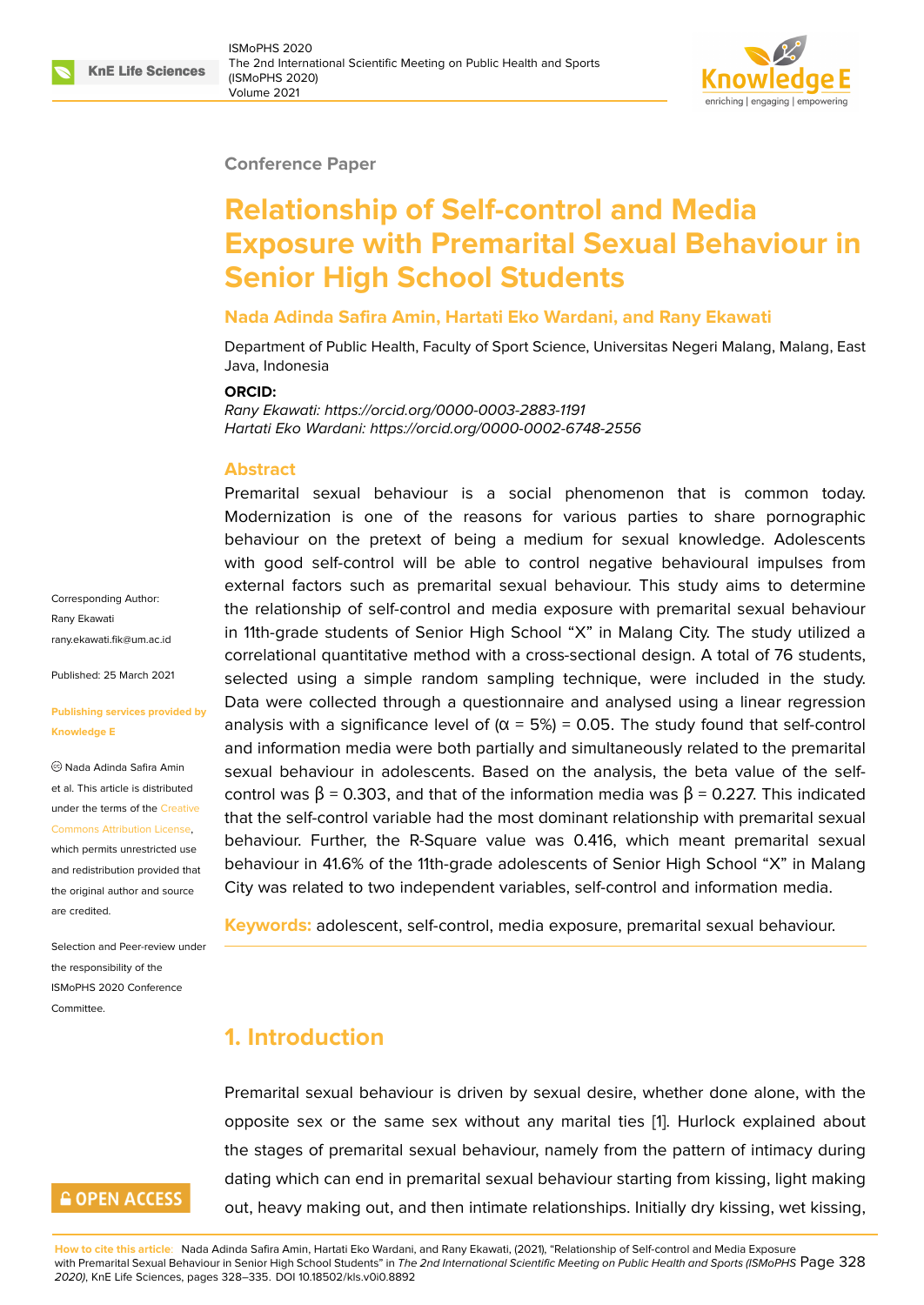Conference Paper

# Relationship of Self-control and Media Exposure with Premarital Sexual Behaviour in Senior High School Students

**Nada Adinda Safira Amin, Hartati Eko Wardani, and Rany Ekawati**

Department of Public Health, Faculty of Sport Science, Universitas Negeri Malang, Malang, East Java, Indonesia

**ORCID:**

*Rany Ekawati: https://orcid.org/0000-0003-2883-1191*
*Hartati Eko Wardani: https://orcid.org/0000-0002-6748-2556*

Corresponding Author:
Rany Ekawati
rany.ekawati.fik@um.ac.id

Published: 25 March 2021

**Publishing services provided by Knowledge E**

© Nada Adinda Safira Amin et al. This article is distributed under the terms of the Creative Commons Attribution License, which permits unrestricted use and redistribution provided that the original author and source are credited.

Selection and Peer-review under the responsibility of the ISMoPHS 2020 Conference Committee.

## Abstract

Premarital sexual behaviour is a social phenomenon that is common today. Modernization is one of the reasons for various parties to share pornographic behaviour on the pretext of being a medium for sexual knowledge. Adolescents with good self-control will be able to control negative behavioural impulses from external factors such as premarital sexual behaviour. This study aims to determine the relationship of self-control and media exposure with premarital sexual behaviour in 11th-grade students of Senior High School "X" in Malang City. The study utilized a correlational quantitative method with a cross-sectional design. A total of 76 students, selected using a simple random sampling technique, were included in the study. Data were collected through a questionnaire and analysed using a linear regression analysis with a significance level of ($\alpha$ = 5%) = 0.05. The study found that self-control and information media were both partially and simultaneously related to the premarital sexual behaviour in adolescents. Based on the analysis, the beta value of the self-control was $\beta$ = 0.303, and that of the information media was $\beta$ = 0.227. This indicated that the self-control variable had the most dominant relationship with premarital sexual behaviour. Further, the R-Square value was 0.416, which meant premarital sexual behaviour in 41.6% of the 11th-grade adolescents of Senior High School "X" in Malang City was related to two independent variables, self-control and information media.

**Keywords:** adolescent, self-control, media exposure, premarital sexual behaviour.

## 1. Introduction

Premarital sexual behaviour is driven by sexual desire, whether done alone, with the opposite sex or the same sex without any marital ties [1]. Hurlock explained about the stages of premarital sexual behaviour, namely from the pattern of intimacy during dating which can end in premarital sexual behaviour starting from kissing, light making out, heavy making out, and then intimate relationships. Initially dry kissing, wet kissing,

**How to cite this article**: Nada Adinda Safira Amin, Hartati Eko Wardani, and Rany Ekawati, (2021), "Relationship of Self-control and Media Exposure with Premarital Sexual Behaviour in Senior High School Students" in *The 2nd International Scientific Meeting on Public Health and Sports (ISMoPHS 2020)*, KnE Life Sciences, pages 328–335. DOI 10.18502/kls.v0i0.8892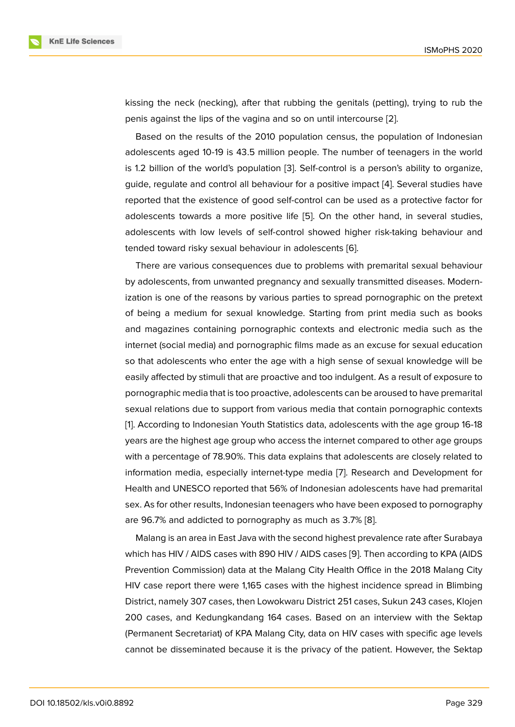kissing the neck (necking), after that rubbing the genitals (petting), trying to rub the penis against the lips of the vagina and so on until intercourse [2].

Based on the results of the 2010 population census, the population of Indonesian adolescents aged 10-19 is 43.5 million people. The number of teenagers in the world is 1.2 billion of the world's population [3]. Self-control is a person's ability to organize, guide, regulate and control all behaviour for a positive impact [4]. Several studies have reported that the existence of good self-control can be used as a protective factor for adolescents towards a more positive life [5]. On the other hand, in several studies, adolescents with low levels of self-control showed higher risk-taking behaviour and tended toward risky sexual behaviour in adolescents [6].

There are various consequences due to problems with premarital sexual behaviour by adolescents, from unwanted pregnancy and sexually transmitted diseases. Modernization is one of the reasons by various parties to spread pornographic on the pretext of being a medium for sexual knowledge. Starting from print media such as books and magazines containing pornographic contexts and electronic media such as the internet (social media) and pornographic films made as an excuse for sexual education so that adolescents who enter the age with a high sense of sexual knowledge will be easily affected by stimuli that are proactive and too indulgent. As a result of exposure to pornographic media that is too proactive, adolescents can be aroused to have premarital sexual relations due to support from various media that contain pornographic contexts [1]. According to Indonesian Youth Statistics data, adolescents with the age group 16-18 years are the highest age group who access the internet compared to other age groups with a percentage of 78.90%. This data explains that adolescents are closely related to information media, especially internet-type media [7]. Research and Development for Health and UNESCO reported that 56% of Indonesian adolescents have had premarital sex. As for other results, Indonesian teenagers who have been exposed to pornography are 96.7% and addicted to pornography as much as 3.7% [8].

Malang is an area in East Java with the second highest prevalence rate after Surabaya which has HIV / AIDS cases with 890 HIV / AIDS cases [9]. Then according to KPA (AIDS Prevention Commission) data at the Malang City Health Office in the 2018 Malang City HIV case report there were 1,165 cases with the highest incidence spread in Blimbing District, namely 307 cases, then Lowokwaru District 251 cases, Sukun 243 cases, Klojen 200 cases, and Kedungkandang 164 cases. Based on an interview with the Sektap (Permanent Secretariat) of KPA Malang City, data on HIV cases with specific age levels cannot be disseminated because it is the privacy of the patient. However, the Sektap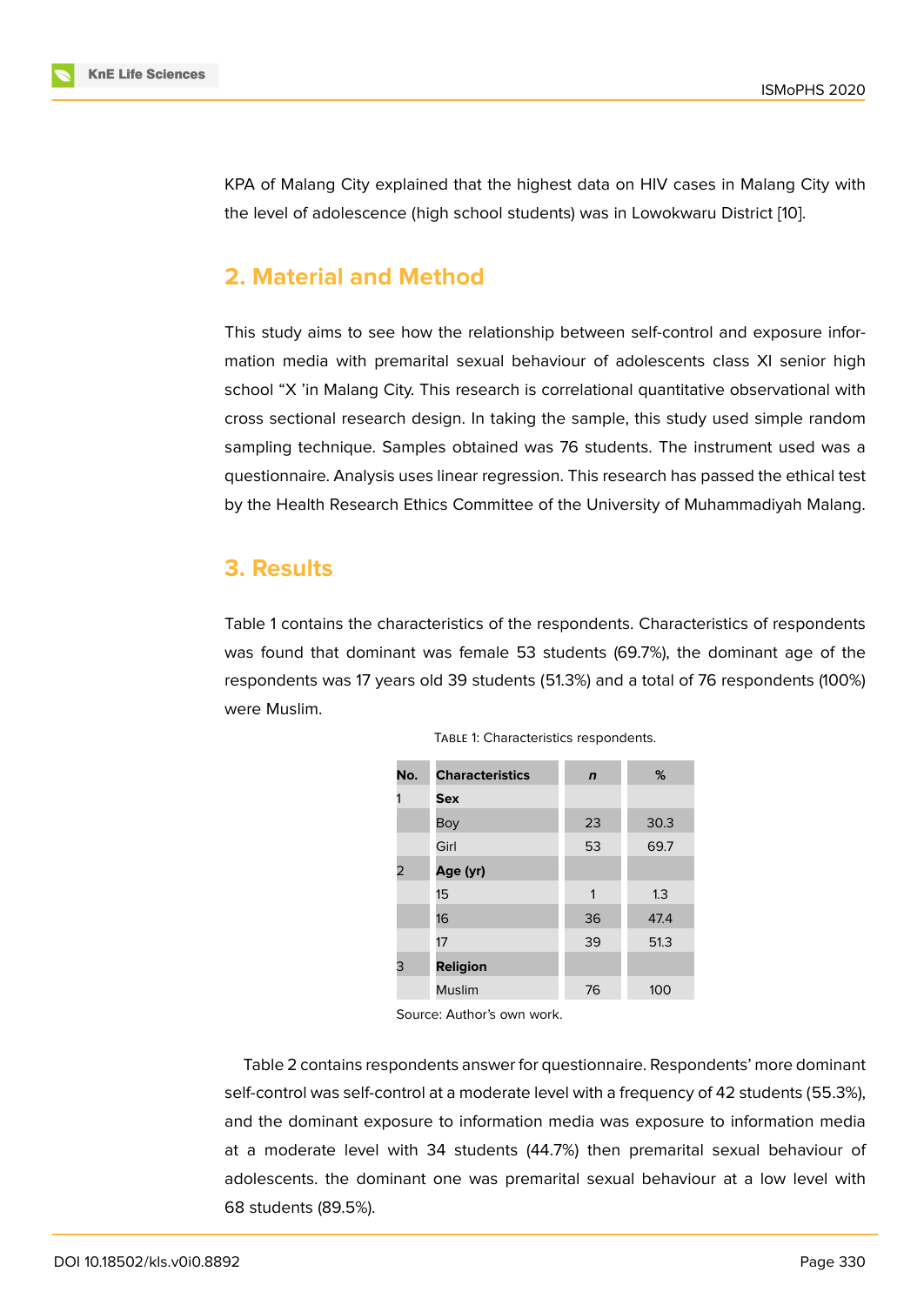KPA of Malang City explained that the highest data on HIV cases in Malang City with the level of adolescence (high school students) was in Lowokwaru District [10].

## 2. Material and Method

This study aims to see how the relationship between self-control and exposure information media with premarital sexual behaviour of adolescents class XI senior high school "X 'in Malang City. This research is correlational quantitative observational with cross sectional research design. In taking the sample, this study used simple random sampling technique. Samples obtained was 76 students. The instrument used was a questionnaire. Analysis uses linear regression. This research has passed the ethical test by the Health Research Ethics Committee of the University of Muhammadiyah Malang.

## 3. Results

Table 1 contains the characteristics of the respondents. Characteristics of respondents was found that dominant was female 53 students (69.7%), the dominant age of the respondents was 17 years old 39 students (51.3%) and a total of 76 respondents (100%) were Muslim.

Table 1: Characteristics respondents.

| No. | Characteristics | *n* | % |
|---|---|---|---|
| 1 | **Sex** | | |
| | Boy | 23 | 30.3 |
| | Girl | 53 | 69.7 |
| 2 | **Age (yr)** | | |
| | 15 | 1 | 1.3 |
| | 16 | 36 | 47.4 |
| | 17 | 39 | 51.3 |
| 3 | **Religion** | | |
| | Muslim | 76 | 100 |

Source: Author's own work.

Table 2 contains respondents answer for questionnaire. Respondents' more dominant self-control was self-control at a moderate level with a frequency of 42 students (55.3%), and the dominant exposure to information media was exposure to information media at a moderate level with 34 students (44.7%) then premarital sexual behaviour of adolescents. the dominant one was premarital sexual behaviour at a low level with 68 students (89.5%).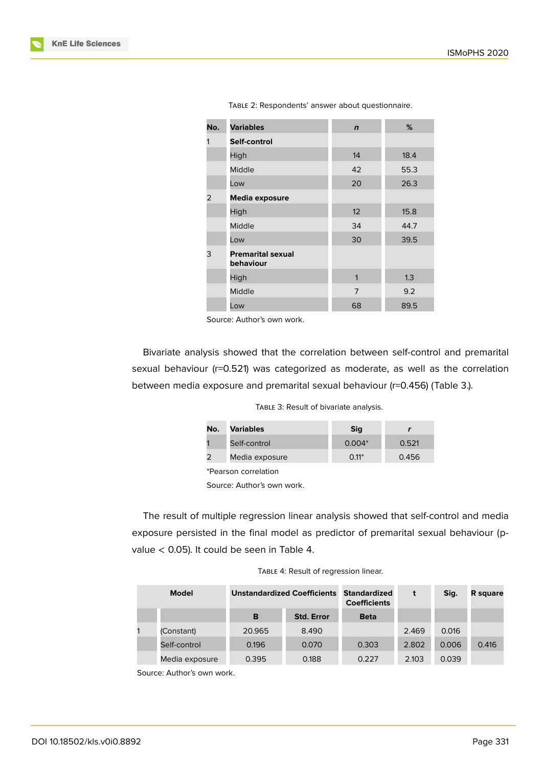Table 2: Respondents' answer about questionnaire.

| No. | Variables | *n* | % |
|---|---|---|---|
| 1 | **Self-control** | | |
| | High | 14 | 18.4 |
| | Middle | 42 | 55.3 |
| | Low | 20 | 26.3 |
| 2 | **Media exposure** | | |
| | High | 12 | 15.8 |
| | Middle | 34 | 44.7 |
| | Low | 30 | 39.5 |
| 3 | **Premarital sexual behaviour** | | |
| | High | 1 | 1.3 |
| | Middle | 7 | 9.2 |
| | Low | 68 | 89.5 |

Source: Author's own work.

Bivariate analysis showed that the correlation between self-control and premarital sexual behaviour (r=0.521) was categorized as moderate, as well as the correlation between media exposure and premarital sexual behaviour (r=0.456) (Table 3.).

Table 3: Result of bivariate analysis.

| No. | Variables | Sig | *r* |
|---|---|---|---|
| 1 | Self-control | 0.004* | 0.521 |
| 2 | Media exposure | 0.11* | 0.456 |

*Pearson correlation

Source: Author's own work.

The result of multiple regression linear analysis showed that self-control and media exposure persisted in the final model as predictor of premarital sexual behaviour (p-value < 0.05). It could be seen in Table 4.

Table 4: Result of regression linear.

| Model | | Unstandardized Coefficients | | Standardized Coefficients | t | Sig. | R square |
|---|---|---|---|---|---|---|---|
| | | B | Std. Error | Beta | | | |
| 1 | (Constant) | 20.965 | 8.490 | | 2.469 | 0.016 | |
| | Self-control | 0.196 | 0.070 | 0.303 | 2.802 | 0.006 | 0.416 |
| | Media exposure | 0.395 | 0.188 | 0.227 | 2.103 | 0.039 | |

Source: Author's own work.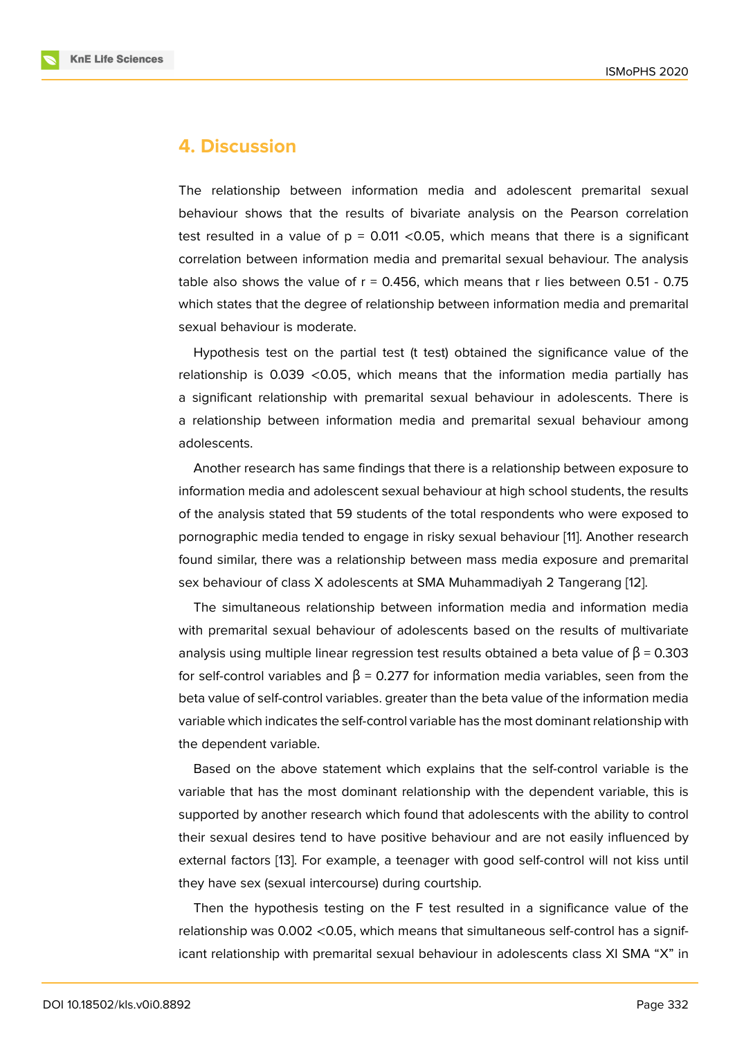## 4. Discussion

The relationship between information media and adolescent premarital sexual behaviour shows that the results of bivariate analysis on the Pearson correlation test resulted in a value of $p = 0.011 < 0.05$, which means that there is a significant correlation between information media and premarital sexual behaviour. The analysis table also shows the value of $r = 0.456$, which means that r lies between 0.51 - 0.75 which states that the degree of relationship between information media and premarital sexual behaviour is moderate.

Hypothesis test on the partial test (t test) obtained the significance value of the relationship is $0.039 < 0.05$, which means that the information media partially has a significant relationship with premarital sexual behaviour in adolescents. There is a relationship between information media and premarital sexual behaviour among adolescents.

Another research has same findings that there is a relationship between exposure to information media and adolescent sexual behaviour at high school students, the results of the analysis stated that 59 students of the total respondents who were exposed to pornographic media tended to engage in risky sexual behaviour [11]. Another research found similar, there was a relationship between mass media exposure and premarital sex behaviour of class X adolescents at SMA Muhammadiyah 2 Tangerang [12].

The simultaneous relationship between information media and information media with premarital sexual behaviour of adolescents based on the results of multivariate analysis using multiple linear regression test results obtained a beta value of $\beta = 0.303$ for self-control variables and $\beta = 0.277$ for information media variables, seen from the beta value of self-control variables. greater than the beta value of the information media variable which indicates the self-control variable has the most dominant relationship with the dependent variable.

Based on the above statement which explains that the self-control variable is the variable that has the most dominant relationship with the dependent variable, this is supported by another research which found that adolescents with the ability to control their sexual desires tend to have positive behaviour and are not easily influenced by external factors [13]. For example, a teenager with good self-control will not kiss until they have sex (sexual intercourse) during courtship.

Then the hypothesis testing on the F test resulted in a significance value of the relationship was $0.002 < 0.05$, which means that simultaneous self-control has a significant relationship with premarital sexual behaviour in adolescents class XI SMA "X" in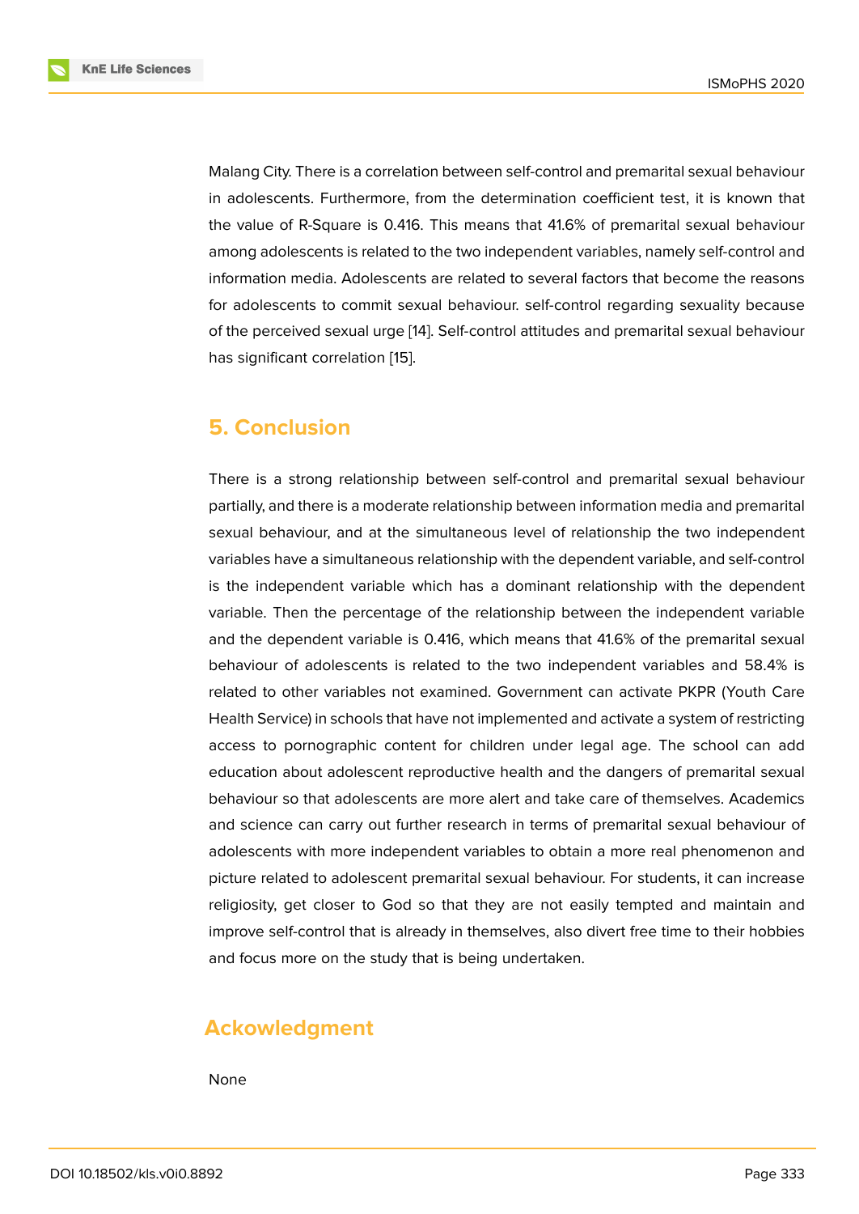Malang City. There is a correlation between self-control and premarital sexual behaviour in adolescents. Furthermore, from the determination coefficient test, it is known that the value of R-Square is 0.416. This means that 41.6% of premarital sexual behaviour among adolescents is related to the two independent variables, namely self-control and information media. Adolescents are related to several factors that become the reasons for adolescents to commit sexual behaviour. self-control regarding sexuality because of the perceived sexual urge [14]. Self-control attitudes and premarital sexual behaviour has significant correlation [15].

## 5. Conclusion

There is a strong relationship between self-control and premarital sexual behaviour partially, and there is a moderate relationship between information media and premarital sexual behaviour, and at the simultaneous level of relationship the two independent variables have a simultaneous relationship with the dependent variable, and self-control is the independent variable which has a dominant relationship with the dependent variable. Then the percentage of the relationship between the independent variable and the dependent variable is 0.416, which means that 41.6% of the premarital sexual behaviour of adolescents is related to the two independent variables and 58.4% is related to other variables not examined. Government can activate PKPR (Youth Care Health Service) in schools that have not implemented and activate a system of restricting access to pornographic content for children under legal age. The school can add education about adolescent reproductive health and the dangers of premarital sexual behaviour so that adolescents are more alert and take care of themselves. Academics and science can carry out further research in terms of premarital sexual behaviour of adolescents with more independent variables to obtain a more real phenomenon and picture related to adolescent premarital sexual behaviour. For students, it can increase religiosity, get closer to God so that they are not easily tempted and maintain and improve self-control that is already in themselves, also divert free time to their hobbies and focus more on the study that is being undertaken.

## Ackowledgment

None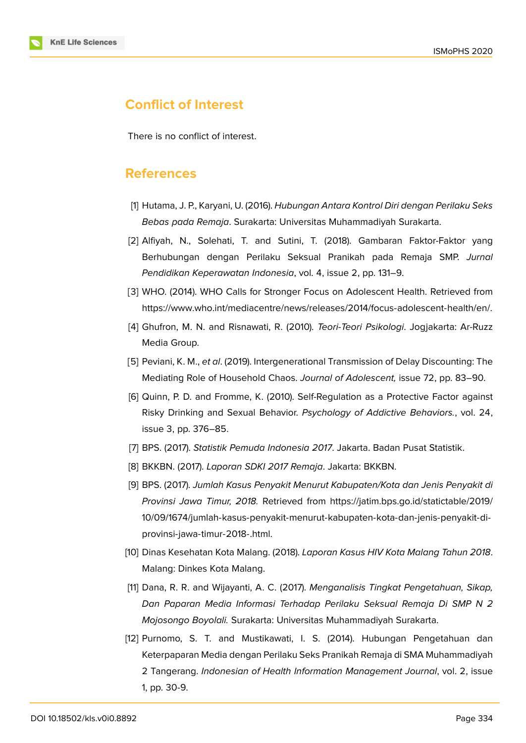## Conflict of Interest

There is no conflict of interest.

## References

[1] Hutama, J. P., Karyani, U. (2016). *Hubungan Antara Kontrol Diri dengan Perilaku Seks Bebas pada Remaja*. Surakarta: Universitas Muhammadiyah Surakarta.

[2] Alfiyah, N., Solehati, T. and Sutini, T. (2018). Gambaran Faktor-Faktor yang Berhubungan dengan Perilaku Seksual Pranikah pada Remaja SMP. *Jurnal Pendidikan Keperawatan Indonesia*, vol. 4, issue 2, pp. 131–9.

[3] WHO. (2014). WHO Calls for Stronger Focus on Adolescent Health. Retrieved from https://www.who.int/mediacentre/news/releases/2014/focus-adolescent-health/en/.

[4] Ghufron, M. N. and Risnawati, R. (2010). *Teori-Teori Psikologi*. Jogjakarta: Ar-Ruzz Media Group.

[5] Peviani, K. M., *et al*. (2019). Intergenerational Transmission of Delay Discounting: The Mediating Role of Household Chaos. *Journal of Adolescent,* issue 72, pp. 83–90.

[6] Quinn, P. D. and Fromme, K. (2010). Self-Regulation as a Protective Factor against Risky Drinking and Sexual Behavior. *Psychology of Addictive Behaviors.*, vol. 24, issue 3, pp. 376–85.

[7] BPS. (2017). *Statistik Pemuda Indonesia 2017*. Jakarta. Badan Pusat Statistik.

[8] BKKBN. (2017). *Laporan SDKI 2017 Remaja*. Jakarta: BKKBN.

[9] BPS. (2017). *Jumlah Kasus Penyakit Menurut Kabupaten/Kota dan Jenis Penyakit di Provinsi Jawa Timur, 2018.* Retrieved from https://jatim.bps.go.id/statictable/2019/10/09/1674/jumlah-kasus-penyakit-menurut-kabupaten-kota-dan-jenis-penyakit-di-provinsi-jawa-timur-2018-.html.

[10] Dinas Kesehatan Kota Malang. (2018). *Laporan Kasus HIV Kota Malang Tahun 2018*. Malang: Dinkes Kota Malang.

[11] Dana, R. R. and Wijayanti, A. C. (2017). *Menganalisis Tingkat Pengetahuan, Sikap, Dan Paparan Media Informasi Terhadap Perilaku Seksual Remaja Di SMP N 2 Mojosongo Boyolali.* Surakarta: Universitas Muhammadiyah Surakarta.

[12] Purnomo, S. T. and Mustikawati, I. S. (2014). Hubungan Pengetahuan dan Keterpaparan Media dengan Perilaku Seks Pranikah Remaja di SMA Muhammadiyah 2 Tangerang. *Indonesian of Health Information Management Journal*, vol. 2, issue 1, pp. 30-9.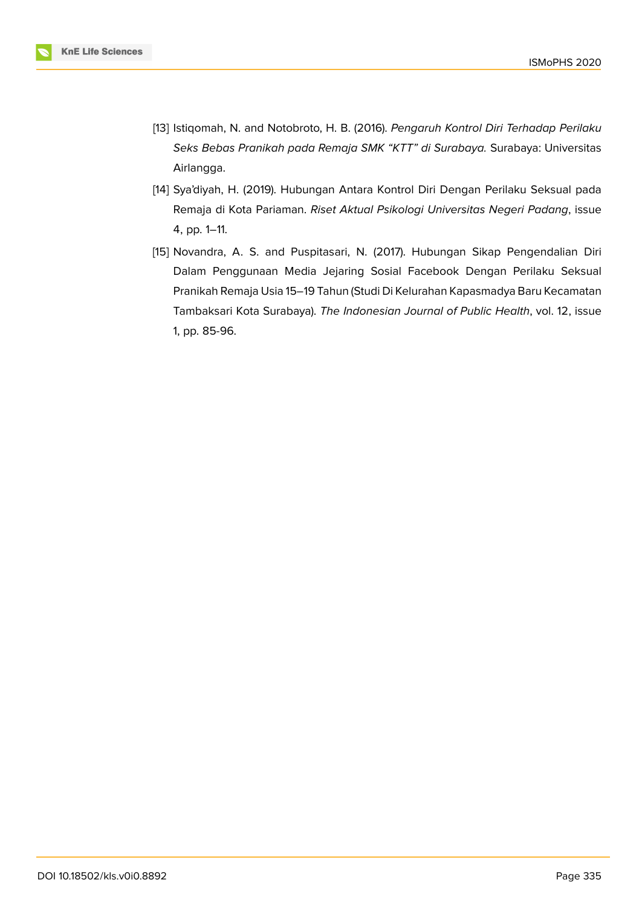[13] Istiqomah, N. and Notobroto, H. B. (2016). *Pengaruh Kontrol Diri Terhadap Perilaku Seks Bebas Pranikah pada Remaja SMK "KTT" di Surabaya.* Surabaya: Universitas Airlangga.

[14] Sya'diyah, H. (2019). Hubungan Antara Kontrol Diri Dengan Perilaku Seksual pada Remaja di Kota Pariaman. *Riset Aktual Psikologi Universitas Negeri Padang*, issue 4, pp. 1–11.

[15] Novandra, A. S. and Puspitasari, N. (2017). Hubungan Sikap Pengendalian Diri Dalam Penggunaan Media Jejaring Sosial Facebook Dengan Perilaku Seksual Pranikah Remaja Usia 15–19 Tahun (Studi Di Kelurahan Kapasmadya Baru Kecamatan Tambaksari Kota Surabaya). *The Indonesian Journal of Public Health*, vol. 12, issue 1, pp. 85-96.